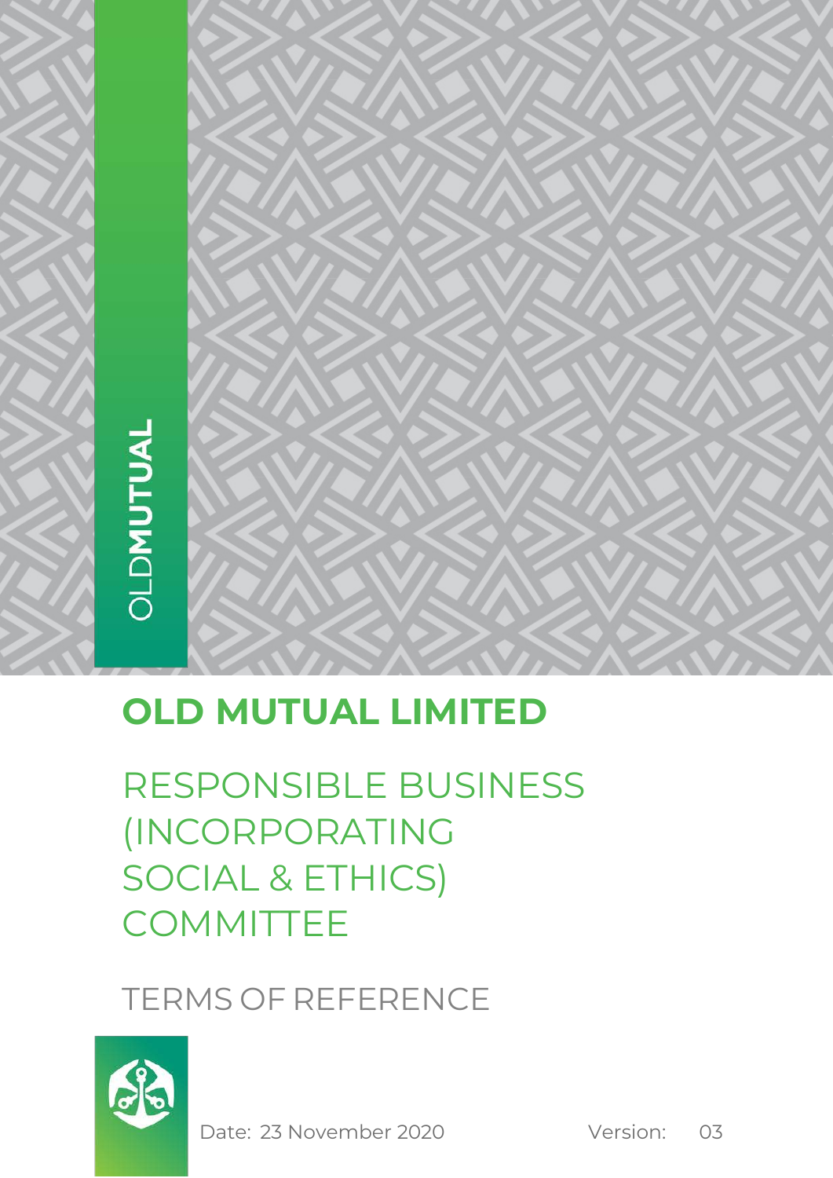OLDMUTUAL

# OLD MUTUAL LIMITED

## RESPONSIBLE BUSINESS (INCORPORATING SOCIAL & ETHICS) COMMITTEE

TERMS OF REFERENCE

Date: 23 November 2020

Version: 03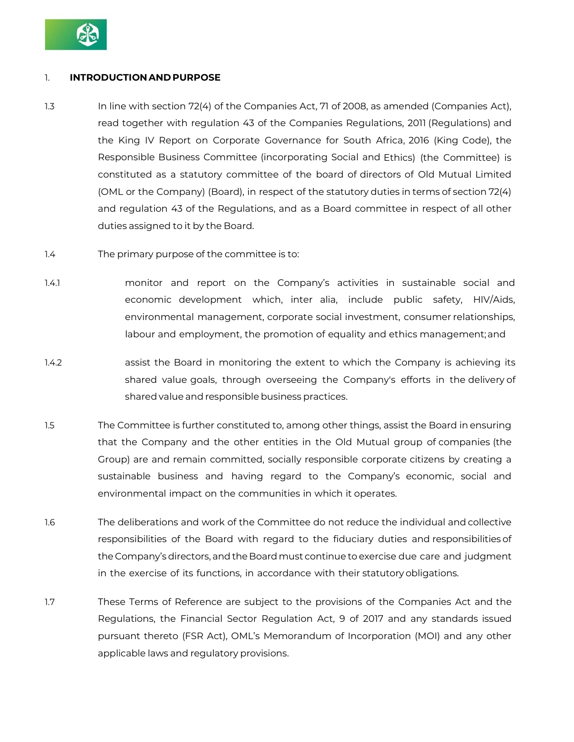## 1. INTRODUCTION AND PURPOSE

1.3 In line with section 72(4) of the Companies Act, 71 of 2008, as amended (Companies Act), read together with regulation 43 of the Companies Regulations, 2011 (Regulations) and the King IV Report on Corporate Governance for South Africa, 2016 (King Code), the Responsible Business Committee (incorporating Social and Ethics) (the Committee) is constituted as a statutory committee of the board of directors of Old Mutual Limited (OML or the Company) (Board), in respect of the statutory duties in terms of section 72(4) and regulation 43 of the Regulations, and as a Board committee in respect of all other duties assigned to it by the Board.

1.4 The primary purpose of the committee is to:

1.4.1 monitor and report on the Company's activities in sustainable social and economic development which, inter alia, include public safety, HIV/Aids, environmental management, corporate social investment, consumer relationships, labour and employment, the promotion of equality and ethics management; and

1.4.2 assist the Board in monitoring the extent to which the Company is achieving its shared value goals, through overseeing the Company's efforts in the delivery of shared value and responsible business practices.

1.5 The Committee is further constituted to, among other things, assist the Board in ensuring that the Company and the other entities in the Old Mutual group of companies (the Group) are and remain committed, socially responsible corporate citizens by creating a sustainable business and having regard to the Company's economic, social and environmental impact on the communities in which it operates.

1.6 The deliberations and work of the Committee do not reduce the individual and collective responsibilities of the Board with regard to the fiduciary duties and responsibilities of the Company's directors, and the Board must continue to exercise due care and judgment in the exercise of its functions, in accordance with their statutory obligations.

1.7 These Terms of Reference are subject to the provisions of the Companies Act and the Regulations, the Financial Sector Regulation Act, 9 of 2017 and any standards issued pursuant thereto (FSR Act), OML's Memorandum of Incorporation (MOI) and any other applicable laws and regulatory provisions.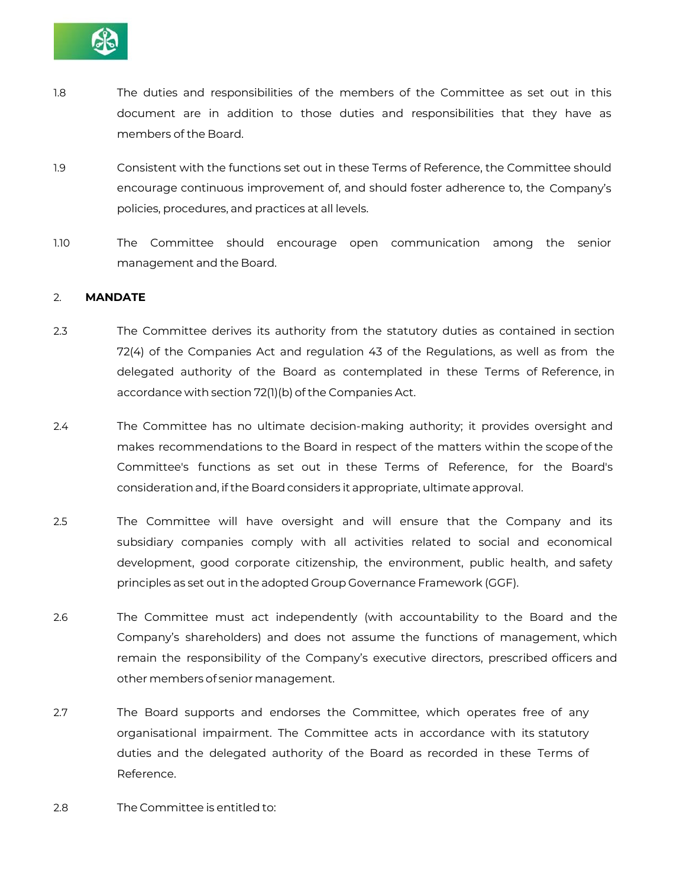1.8 The duties and responsibilities of the members of the Committee as set out in this document are in addition to those duties and responsibilities that they have as members of the Board.

1.9 Consistent with the functions set out in these Terms of Reference, the Committee should encourage continuous improvement of, and should foster adherence to, the Company's policies, procedures, and practices at all levels.

1.10 The Committee should encourage open communication among the senior management and the Board.

## 2. MANDATE

2.3 The Committee derives its authority from the statutory duties as contained in section 72(4) of the Companies Act and regulation 43 of the Regulations, as well as from the delegated authority of the Board as contemplated in these Terms of Reference, in accordance with section 72(1)(b) of the Companies Act.

2.4 The Committee has no ultimate decision-making authority; it provides oversight and makes recommendations to the Board in respect of the matters within the scope of the Committee's functions as set out in these Terms of Reference, for the Board's consideration and, if the Board considers it appropriate, ultimate approval.

2.5 The Committee will have oversight and will ensure that the Company and its subsidiary companies comply with all activities related to social and economical development, good corporate citizenship, the environment, public health, and safety principles as set out in the adopted Group Governance Framework (GGF).

2.6 The Committee must act independently (with accountability to the Board and the Company's shareholders) and does not assume the functions of management, which remain the responsibility of the Company's executive directors, prescribed officers and other members of senior management.

2.7 The Board supports and endorses the Committee, which operates free of any organisational impairment. The Committee acts in accordance with its statutory duties and the delegated authority of the Board as recorded in these Terms of Reference.

2.8 The Committee is entitled to: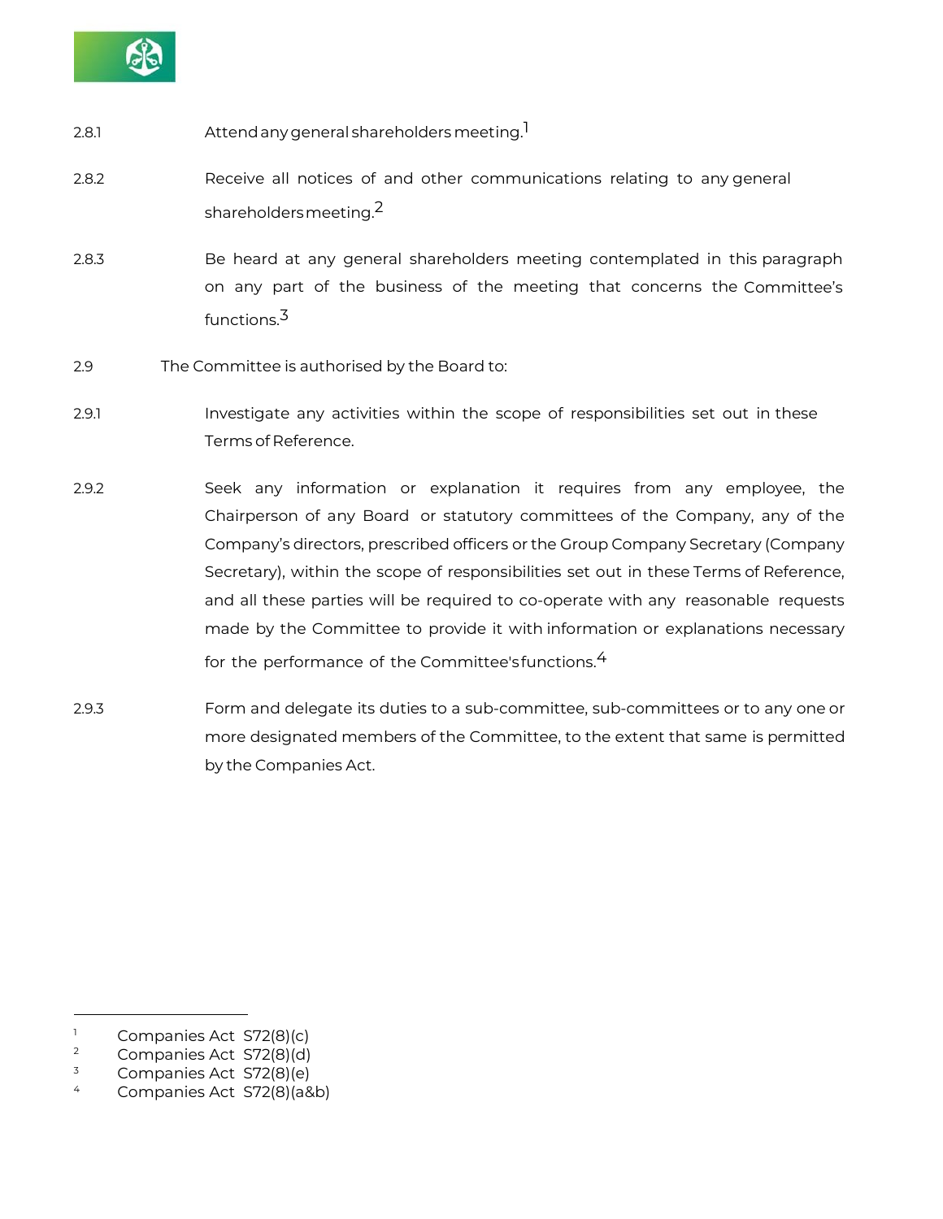2.8.1 Attend any general shareholders meeting.[1]

2.8.2 Receive all notices of and other communications relating to any general shareholders meeting.[2]

2.8.3 Be heard at any general shareholders meeting contemplated in this paragraph on any part of the business of the meeting that concerns the Committee's functions.[3]

2.9 The Committee is authorised by the Board to:

2.9.1 Investigate any activities within the scope of responsibilities set out in these Terms of Reference.

2.9.2 Seek any information or explanation it requires from any employee, the Chairperson of any Board or statutory committees of the Company, any of the Company's directors, prescribed officers or the Group Company Secretary (Company Secretary), within the scope of responsibilities set out in these Terms of Reference, and all these parties will be required to co-operate with any reasonable requests made by the Committee to provide it with information or explanations necessary for the performance of the Committee's functions.[4]

2.9.3 Form and delegate its duties to a sub-committee, sub-committees or to any one or more designated members of the Committee, to the extent that same is permitted by the Companies Act.

---

[1] Companies Act S72(8)(c)
[2] Companies Act S72(8)(d)
[3] Companies Act S72(8)(e)
[4] Companies Act S72(8)(a&b)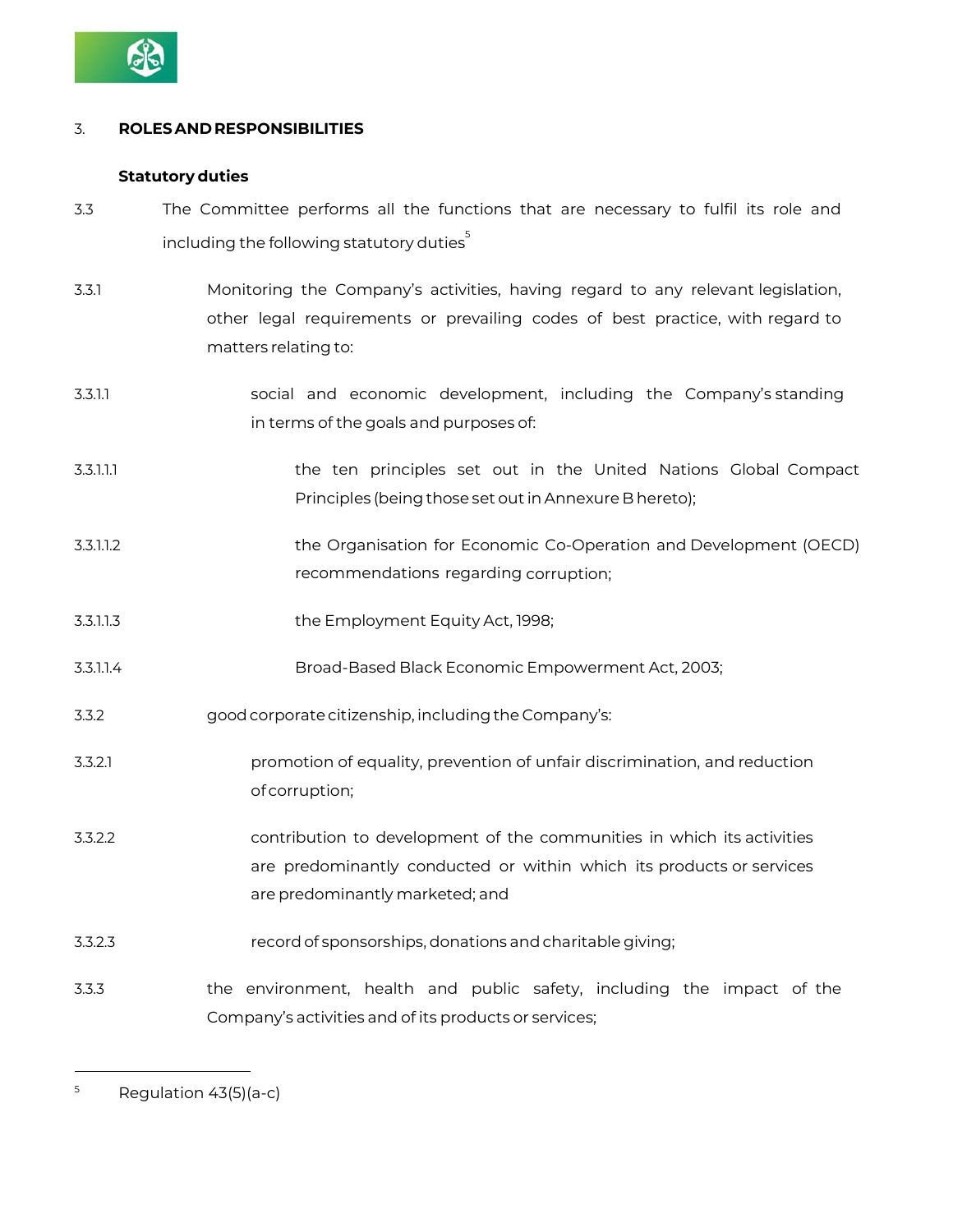3. **ROLES AND RESPONSIBILITIES**

**Statutory duties**

3.3 The Committee performs all the functions that are necessary to fulfil its role and including the following statutory duties[5]

3.3.1 Monitoring the Company's activities, having regard to any relevant legislation, other legal requirements or prevailing codes of best practice, with regard to matters relating to:

3.3.1.1 social and economic development, including the Company's standing in terms of the goals and purposes of:

3.3.1.1.1 the ten principles set out in the United Nations Global Compact Principles (being those set out in Annexure B hereto);

3.3.1.1.2 the Organisation for Economic Co-Operation and Development (OECD) recommendations regarding corruption;

3.3.1.1.3 the Employment Equity Act, 1998;

3.3.1.1.4 Broad-Based Black Economic Empowerment Act, 2003;

3.3.2 good corporate citizenship, including the Company's:

3.3.2.1 promotion of equality, prevention of unfair discrimination, and reduction of corruption;

3.3.2.2 contribution to development of the communities in which its activities are predominantly conducted or within which its products or services are predominantly marketed; and

3.3.2.3 record of sponsorships, donations and charitable giving;

3.3.3 the environment, health and public safety, including the impact of the Company's activities and of its products or services;

---

[5] Regulation 43(5)(a-c)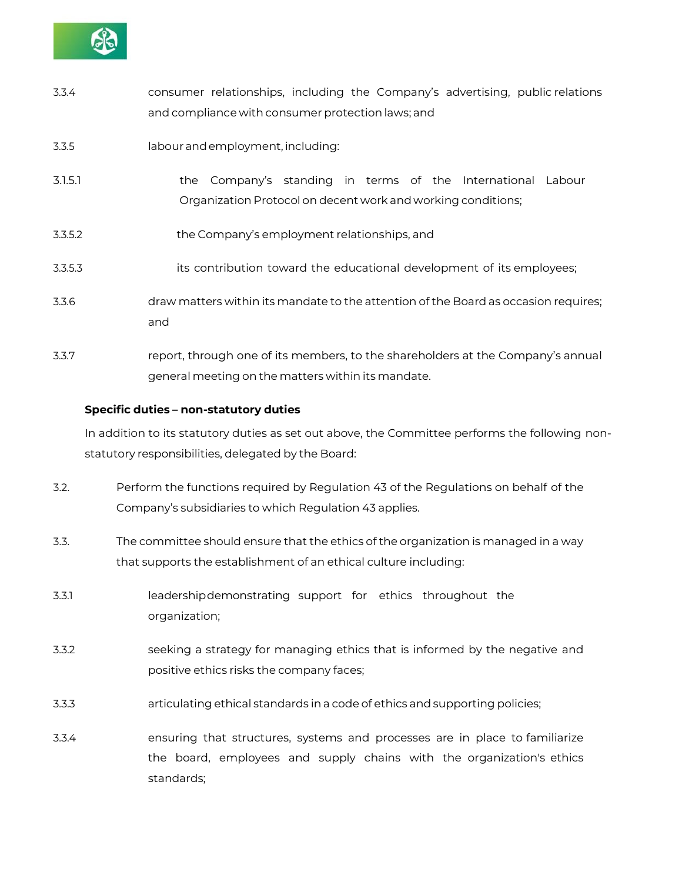3.3.4 consumer relationships, including the Company's advertising, public relations and compliance with consumer protection laws; and

3.3.5 labour and employment, including:

3.1.5.1 the Company's standing in terms of the International Labour Organization Protocol on decent work and working conditions;

3.3.5.2 the Company's employment relationships, and

3.3.5.3 its contribution toward the educational development of its employees;

3.3.6 draw matters within its mandate to the attention of the Board as occasion requires; and

3.3.7 report, through one of its members, to the shareholders at the Company's annual general meeting on the matters within its mandate.

**Specific duties – non-statutory duties**

In addition to its statutory duties as set out above, the Committee performs the following non-statutory responsibilities, delegated by the Board:

3.2. Perform the functions required by Regulation 43 of the Regulations on behalf of the Company's subsidiaries to which Regulation 43 applies.

3.3. The committee should ensure that the ethics of the organization is managed in a way that supports the establishment of an ethical culture including:

3.3.1 leadership demonstrating support for ethics throughout the organization;

3.3.2 seeking a strategy for managing ethics that is informed by the negative and positive ethics risks the company faces;

3.3.3 articulating ethical standards in a code of ethics and supporting policies;

3.3.4 ensuring that structures, systems and processes are in place to familiarize the board, employees and supply chains with the organization's ethics standards;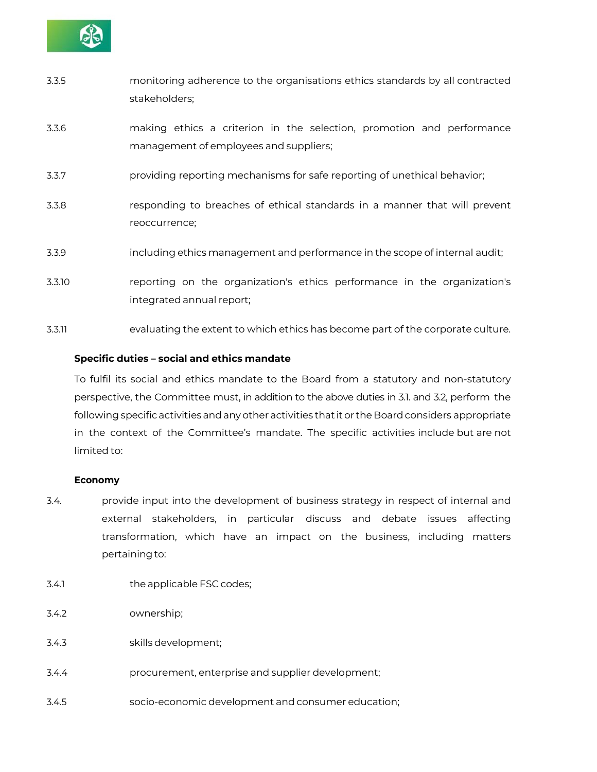3.3.5 monitoring adherence to the organisations ethics standards by all contracted stakeholders;

3.3.6 making ethics a criterion in the selection, promotion and performance management of employees and suppliers;

3.3.7 providing reporting mechanisms for safe reporting of unethical behavior;

3.3.8 responding to breaches of ethical standards in a manner that will prevent reoccurrence;

3.3.9 including ethics management and performance in the scope of internal audit;

3.3.10 reporting on the organization's ethics performance in the organization's integrated annual report;

3.3.11 evaluating the extent to which ethics has become part of the corporate culture.

**Specific duties – social and ethics mandate**

To fulfil its social and ethics mandate to the Board from a statutory and non-statutory perspective, the Committee must, in addition to the above duties in 3.1. and 3.2, perform the following specific activities and any other activities that it or the Board considers appropriate in the context of the Committee's mandate. The specific activities include but are not limited to:

**Economy**

3.4. provide input into the development of business strategy in respect of internal and external stakeholders, in particular discuss and debate issues affecting transformation, which have an impact on the business, including matters pertaining to:

3.4.1 the applicable FSC codes;

3.4.2 ownership;

3.4.3 skills development;

3.4.4 procurement, enterprise and supplier development;

3.4.5 socio-economic development and consumer education;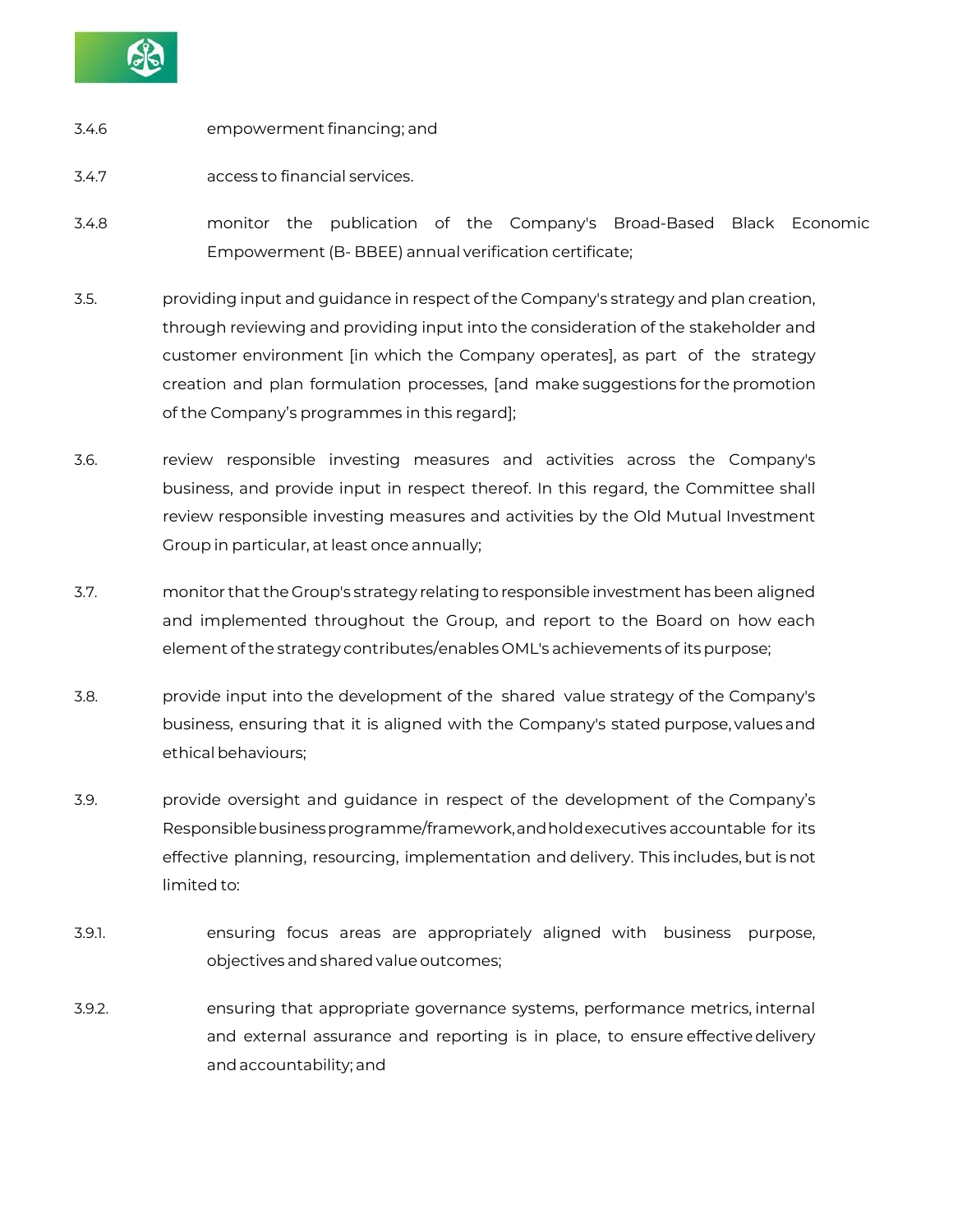3.4.6 empowerment financing; and

3.4.7 access to financial services.

3.4.8 monitor the publication of the Company's Broad-Based Black Economic Empowerment (B- BBEE) annual verification certificate;

3.5. providing input and guidance in respect of the Company's strategy and plan creation, through reviewing and providing input into the consideration of the stakeholder and customer environment [in which the Company operates], as part of the strategy creation and plan formulation processes, [and make suggestions for the promotion of the Company's programmes in this regard];

3.6. review responsible investing measures and activities across the Company's business, and provide input in respect thereof. In this regard, the Committee shall review responsible investing measures and activities by the Old Mutual Investment Group in particular, at least once annually;

3.7. monitor that the Group's strategy relating to responsible investment has been aligned and implemented throughout the Group, and report to the Board on how each element of the strategy contributes/enables OML's achievements of its purpose;

3.8. provide input into the development of the shared value strategy of the Company's business, ensuring that it is aligned with the Company's stated purpose, values and ethical behaviours;

3.9. provide oversight and guidance in respect of the development of the Company's Responsible business programme/framework, and hold executives accountable for its effective planning, resourcing, implementation and delivery. This includes, but is not limited to:

3.9.1. ensuring focus areas are appropriately aligned with business purpose, objectives and shared value outcomes;

3.9.2. ensuring that appropriate governance systems, performance metrics, internal and external assurance and reporting is in place, to ensure effective delivery and accountability; and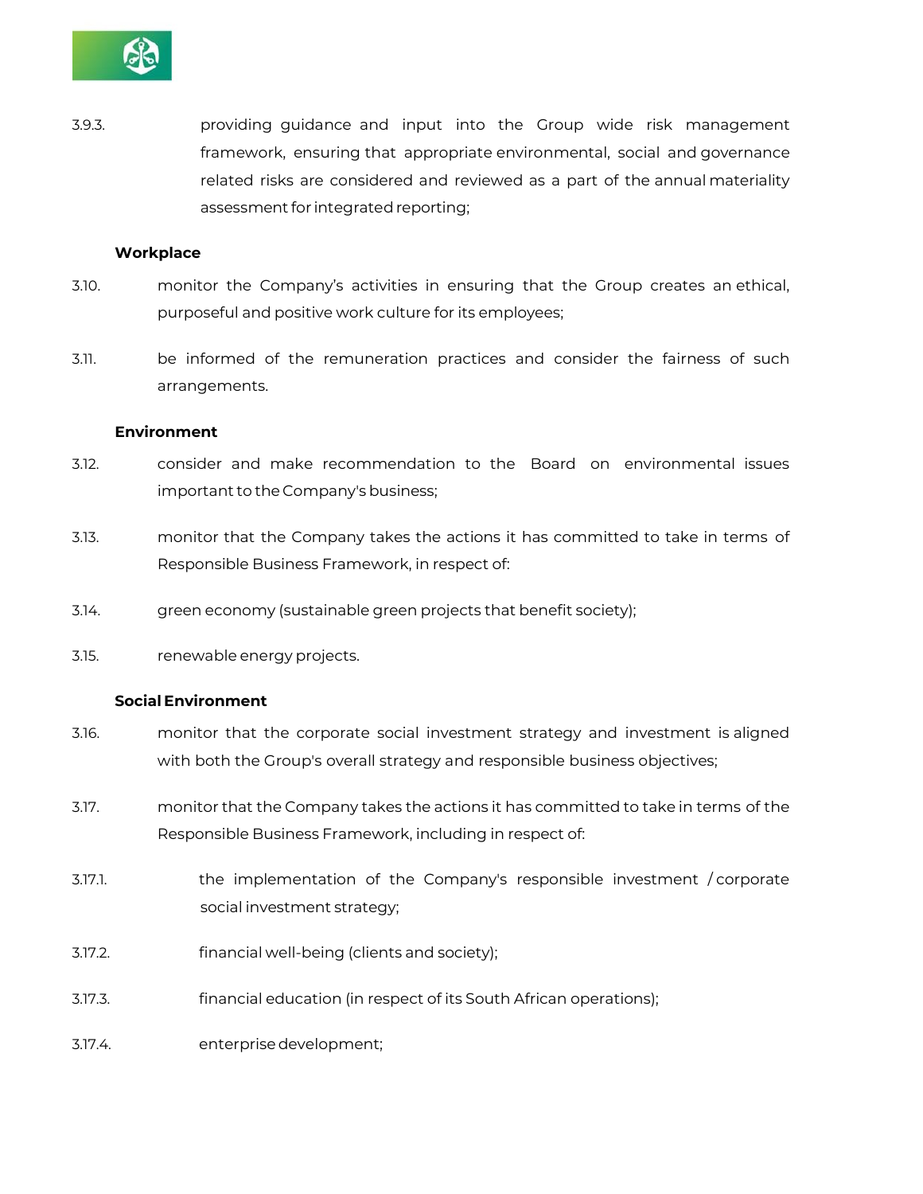3.9.3. providing guidance and input into the Group wide risk management framework, ensuring that appropriate environmental, social and governance related risks are considered and reviewed as a part of the annual materiality assessment for integrated reporting;

**Workplace**

3.10. monitor the Company's activities in ensuring that the Group creates an ethical, purposeful and positive work culture for its employees;

3.11. be informed of the remuneration practices and consider the fairness of such arrangements.

**Environment**

3.12. consider and make recommendation to the Board on environmental issues important to the Company's business;

3.13. monitor that the Company takes the actions it has committed to take in terms of Responsible Business Framework, in respect of:

3.14. green economy (sustainable green projects that benefit society);

3.15. renewable energy projects.

**Social Environment**

3.16. monitor that the corporate social investment strategy and investment is aligned with both the Group's overall strategy and responsible business objectives;

3.17. monitor that the Company takes the actions it has committed to take in terms of the Responsible Business Framework, including in respect of:

3.17.1. the implementation of the Company's responsible investment / corporate social investment strategy;

3.17.2. financial well-being (clients and society);

3.17.3. financial education (in respect of its South African operations);

3.17.4. enterprise development;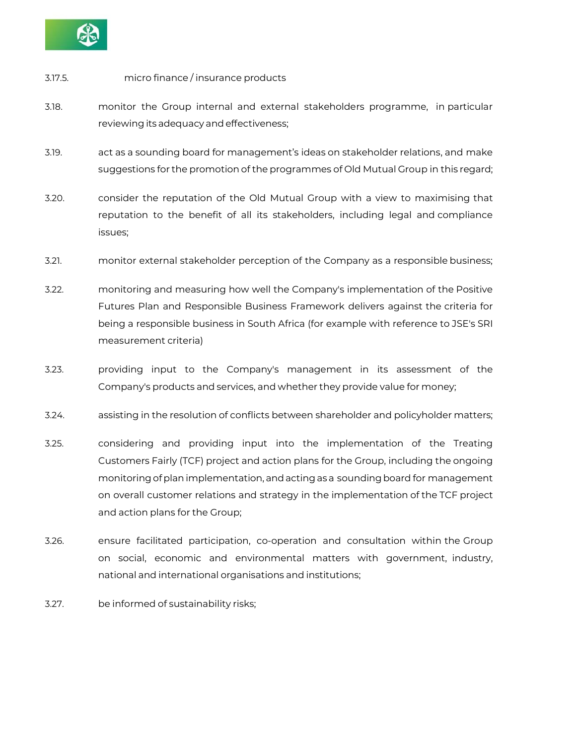3.17.5. micro finance / insurance products

3.18. monitor the Group internal and external stakeholders programme, in particular reviewing its adequacy and effectiveness;

3.19. act as a sounding board for management's ideas on stakeholder relations, and make suggestions for the promotion of the programmes of Old Mutual Group in this regard;

3.20. consider the reputation of the Old Mutual Group with a view to maximising that reputation to the benefit of all its stakeholders, including legal and compliance issues;

3.21. monitor external stakeholder perception of the Company as a responsible business;

3.22. monitoring and measuring how well the Company's implementation of the Positive Futures Plan and Responsible Business Framework delivers against the criteria for being a responsible business in South Africa (for example with reference to JSE's SRI measurement criteria)

3.23. providing input to the Company's management in its assessment of the Company's products and services, and whether they provide value for money;

3.24. assisting in the resolution of conflicts between shareholder and policyholder matters;

3.25. considering and providing input into the implementation of the Treating Customers Fairly (TCF) project and action plans for the Group, including the ongoing monitoring of plan implementation, and acting as a sounding board for management on overall customer relations and strategy in the implementation of the TCF project and action plans for the Group;

3.26. ensure facilitated participation, co-operation and consultation within the Group on social, economic and environmental matters with government, industry, national and international organisations and institutions;

3.27. be informed of sustainability risks;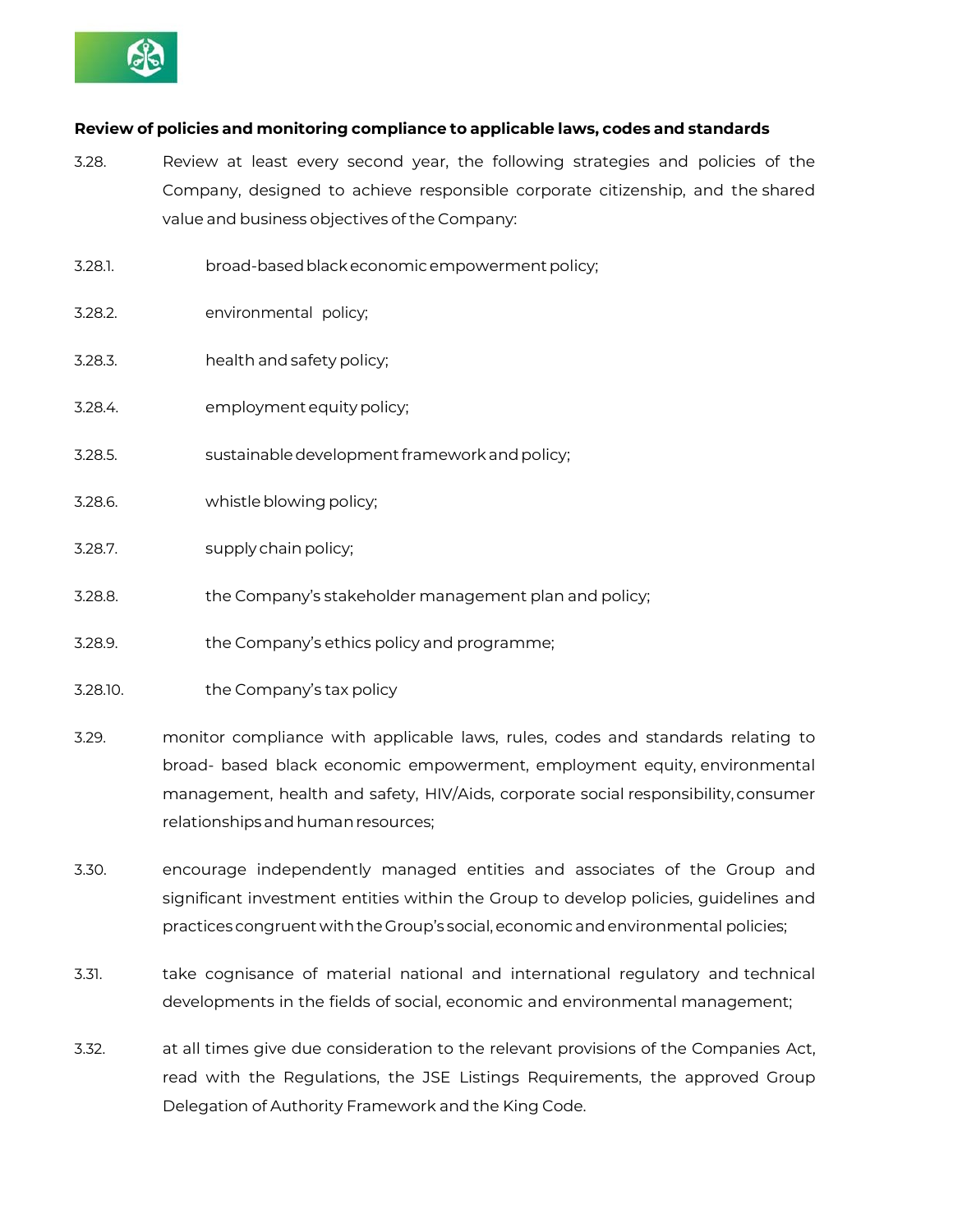**Review of policies and monitoring compliance to applicable laws, codes and standards**

3.28. Review at least every second year, the following strategies and policies of the Company, designed to achieve responsible corporate citizenship, and the shared value and business objectives of the Company:

3.28.1. broad-based black economic empowerment policy;

3.28.2. environmental policy;

3.28.3. health and safety policy;

3.28.4. employment equity policy;

3.28.5. sustainable development framework and policy;

3.28.6. whistle blowing policy;

3.28.7. supply chain policy;

3.28.8. the Company's stakeholder management plan and policy;

3.28.9. the Company's ethics policy and programme;

3.28.10. the Company's tax policy

3.29. monitor compliance with applicable laws, rules, codes and standards relating to broad- based black economic empowerment, employment equity, environmental management, health and safety, HIV/Aids, corporate social responsibility, consumer relationships and human resources;

3.30. encourage independently managed entities and associates of the Group and significant investment entities within the Group to develop policies, guidelines and practices congruent with the Group's social, economic and environmental policies;

3.31. take cognisance of material national and international regulatory and technical developments in the fields of social, economic and environmental management;

3.32. at all times give due consideration to the relevant provisions of the Companies Act, read with the Regulations, the JSE Listings Requirements, the approved Group Delegation of Authority Framework and the King Code.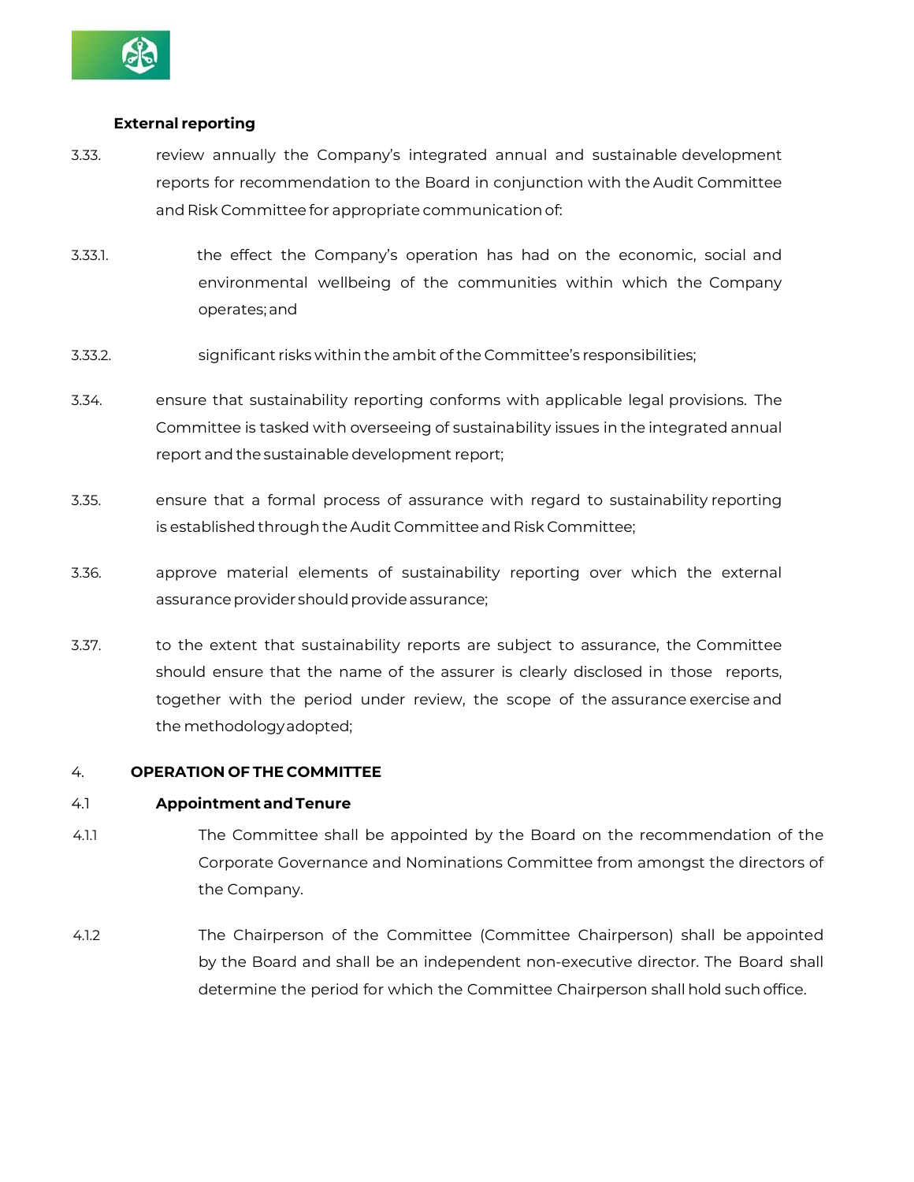**External reporting**

3.33. review annually the Company's integrated annual and sustainable development reports for recommendation to the Board in conjunction with the Audit Committee and Risk Committee for appropriate communication of:

3.33.1. the effect the Company's operation has had on the economic, social and environmental wellbeing of the communities within which the Company operates; and

3.33.2. significant risks within the ambit of the Committee's responsibilities;

3.34. ensure that sustainability reporting conforms with applicable legal provisions. The Committee is tasked with overseeing of sustainability issues in the integrated annual report and the sustainable development report;

3.35. ensure that a formal process of assurance with regard to sustainability reporting is established through the Audit Committee and Risk Committee;

3.36. approve material elements of sustainability reporting over which the external assurance provider should provide assurance;

3.37. to the extent that sustainability reports are subject to assurance, the Committee should ensure that the name of the assurer is clearly disclosed in those reports, together with the period under review, the scope of the assurance exercise and the methodology adopted;

## 4. OPERATION OF THE COMMITTEE

### 4.1 Appointment and Tenure

4.1.1 The Committee shall be appointed by the Board on the recommendation of the Corporate Governance and Nominations Committee from amongst the directors of the Company.

4.1.2 The Chairperson of the Committee (Committee Chairperson) shall be appointed by the Board and shall be an independent non-executive director. The Board shall determine the period for which the Committee Chairperson shall hold such office.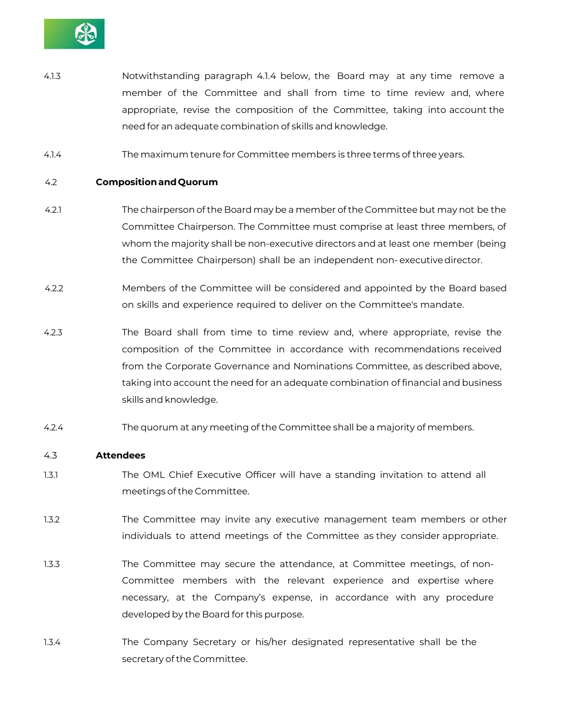4.1.3 Notwithstanding paragraph 4.1.4 below, the Board may at any time remove a member of the Committee and shall from time to time review and, where appropriate, revise the composition of the Committee, taking into account the need for an adequate combination of skills and knowledge.

4.1.4 The maximum tenure for Committee members is three terms of three years.

**4.2 Composition and Quorum**

4.2.1 The chairperson of the Board may be a member of the Committee but may not be the Committee Chairperson. The Committee must comprise at least three members, of whom the majority shall be non-executive directors and at least one member (being the Committee Chairperson) shall be an independent non- executive director.

4.2.2 Members of the Committee will be considered and appointed by the Board based on skills and experience required to deliver on the Committee's mandate.

4.2.3 The Board shall from time to time review and, where appropriate, revise the composition of the Committee in accordance with recommendations received from the Corporate Governance and Nominations Committee, as described above, taking into account the need for an adequate combination of financial and business skills and knowledge.

4.2.4 The quorum at any meeting of the Committee shall be a majority of members.

**4.3 Attendees**

1.3.1 The OML Chief Executive Officer will have a standing invitation to attend all meetings of the Committee.

1.3.2 The Committee may invite any executive management team members or other individuals to attend meetings of the Committee as they consider appropriate.

1.3.3 The Committee may secure the attendance, at Committee meetings, of non-Committee members with the relevant experience and expertise where necessary, at the Company's expense, in accordance with any procedure developed by the Board for this purpose.

1.3.4 The Company Secretary or his/her designated representative shall be the secretary of the Committee.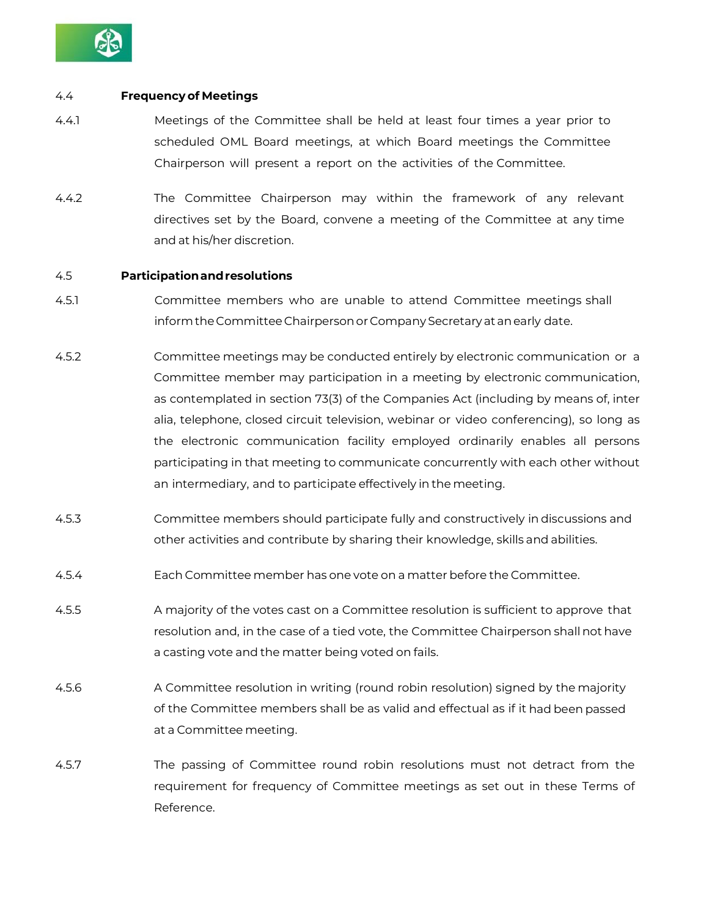### 4.4 Frequency of Meetings

4.4.1 Meetings of the Committee shall be held at least four times a year prior to scheduled OML Board meetings, at which Board meetings the Committee Chairperson will present a report on the activities of the Committee.

4.4.2 The Committee Chairperson may within the framework of any relevant directives set by the Board, convene a meeting of the Committee at any time and at his/her discretion.

### 4.5 Participation and resolutions

4.5.1 Committee members who are unable to attend Committee meetings shall inform the Committee Chairperson or Company Secretary at an early date.

4.5.2 Committee meetings may be conducted entirely by electronic communication or a Committee member may participation in a meeting by electronic communication, as contemplated in section 73(3) of the Companies Act (including by means of, inter alia, telephone, closed circuit television, webinar or video conferencing), so long as the electronic communication facility employed ordinarily enables all persons participating in that meeting to communicate concurrently with each other without an intermediary, and to participate effectively in the meeting.

4.5.3 Committee members should participate fully and constructively in discussions and other activities and contribute by sharing their knowledge, skills and abilities.

4.5.4 Each Committee member has one vote on a matter before the Committee.

4.5.5 A majority of the votes cast on a Committee resolution is sufficient to approve that resolution and, in the case of a tied vote, the Committee Chairperson shall not have a casting vote and the matter being voted on fails.

4.5.6 A Committee resolution in writing (round robin resolution) signed by the majority of the Committee members shall be as valid and effectual as if it had been passed at a Committee meeting.

4.5.7 The passing of Committee round robin resolutions must not detract from the requirement for frequency of Committee meetings as set out in these Terms of Reference.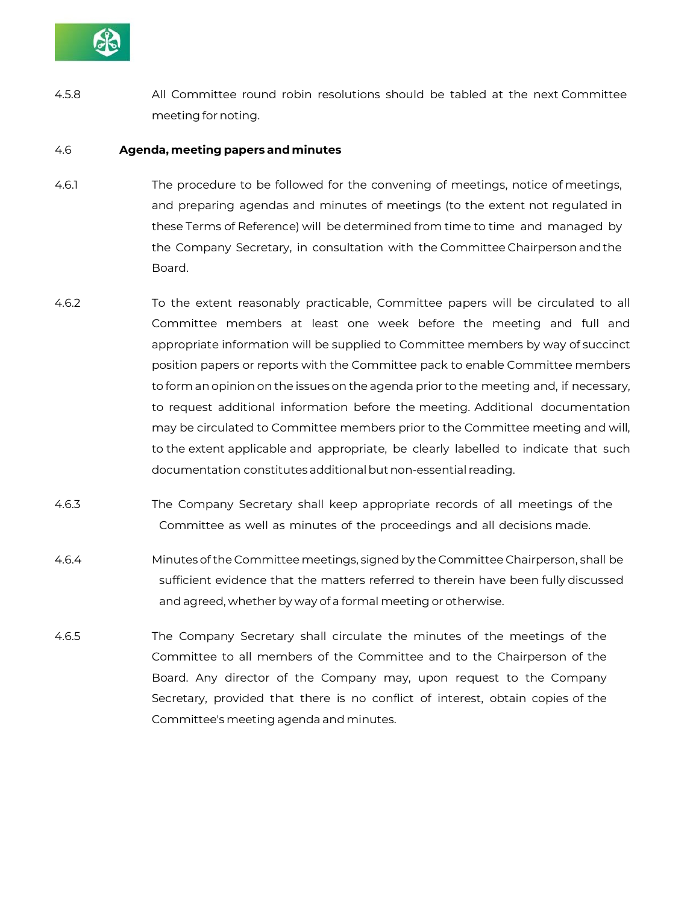4.5.8 All Committee round robin resolutions should be tabled at the next Committee meeting for noting.

### 4.6 Agenda, meeting papers and minutes

4.6.1 The procedure to be followed for the convening of meetings, notice of meetings, and preparing agendas and minutes of meetings (to the extent not regulated in these Terms of Reference) will be determined from time to time and managed by the Company Secretary, in consultation with the Committee Chairperson and the Board.

4.6.2 To the extent reasonably practicable, Committee papers will be circulated to all Committee members at least one week before the meeting and full and appropriate information will be supplied to Committee members by way of succinct position papers or reports with the Committee pack to enable Committee members to form an opinion on the issues on the agenda prior to the meeting and, if necessary, to request additional information before the meeting. Additional documentation may be circulated to Committee members prior to the Committee meeting and will, to the extent applicable and appropriate, be clearly labelled to indicate that such documentation constitutes additional but non-essential reading.

4.6.3 The Company Secretary shall keep appropriate records of all meetings of the Committee as well as minutes of the proceedings and all decisions made.

4.6.4 Minutes of the Committee meetings, signed by the Committee Chairperson, shall be sufficient evidence that the matters referred to therein have been fully discussed and agreed, whether by way of a formal meeting or otherwise.

4.6.5 The Company Secretary shall circulate the minutes of the meetings of the Committee to all members of the Committee and to the Chairperson of the Board. Any director of the Company may, upon request to the Company Secretary, provided that there is no conflict of interest, obtain copies of the Committee's meeting agenda and minutes.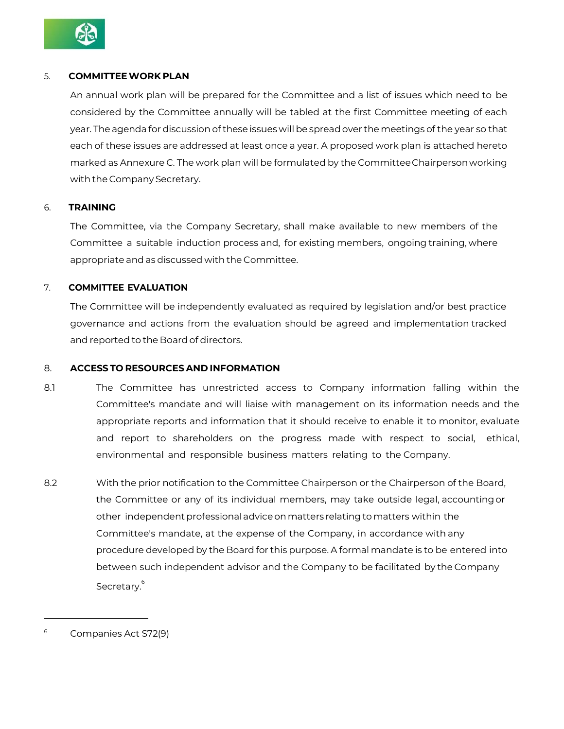## 5. COMMITTEE WORK PLAN

An annual work plan will be prepared for the Committee and a list of issues which need to be considered by the Committee annually will be tabled at the first Committee meeting of each year. The agenda for discussion of these issues will be spread over the meetings of the year so that each of these issues are addressed at least once a year. A proposed work plan is attached hereto marked as Annexure C. The work plan will be formulated by the Committee Chairperson working with the Company Secretary.

## 6. TRAINING

The Committee, via the Company Secretary, shall make available to new members of the Committee a suitable induction process and, for existing members, ongoing training, where appropriate and as discussed with the Committee.

## 7. COMMITTEE EVALUATION

The Committee will be independently evaluated as required by legislation and/or best practice governance and actions from the evaluation should be agreed and implementation tracked and reported to the Board of directors.

## 8. ACCESS TO RESOURCES AND INFORMATION

8.1 The Committee has unrestricted access to Company information falling within the Committee's mandate and will liaise with management on its information needs and the appropriate reports and information that it should receive to enable it to monitor, evaluate and report to shareholders on the progress made with respect to social, ethical, environmental and responsible business matters relating to the Company.

8.2 With the prior notification to the Committee Chairperson or the Chairperson of the Board, the Committee or any of its individual members, may take outside legal, accounting or other independent professional advice on matters relating to matters within the Committee's mandate, at the expense of the Company, in accordance with any procedure developed by the Board for this purpose. A formal mandate is to be entered into between such independent advisor and the Company to be facilitated by the Company Secretary.[6]

---

[6] Companies Act S72(9)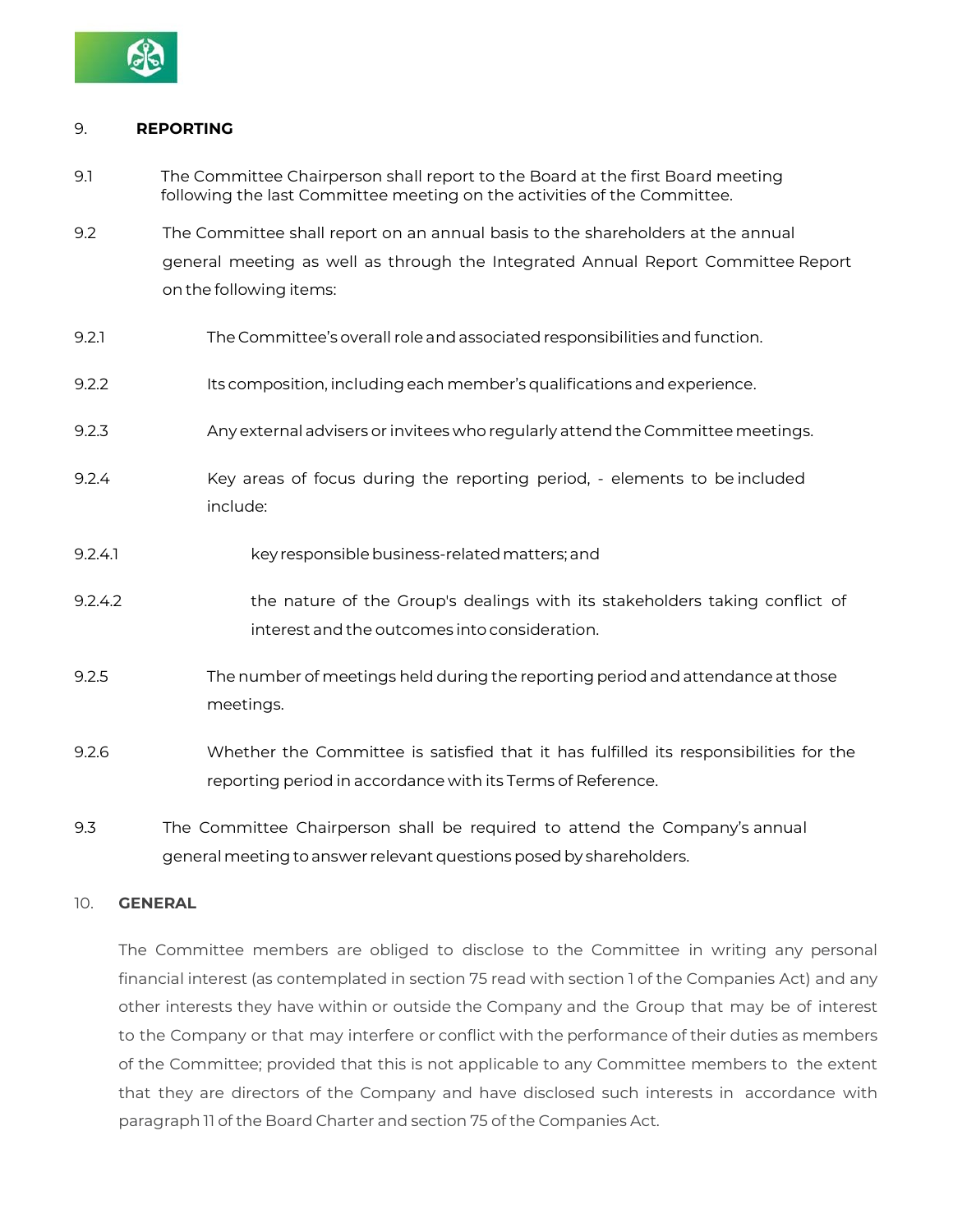## 9. REPORTING

9.1 The Committee Chairperson shall report to the Board at the first Board meeting following the last Committee meeting on the activities of the Committee.

9.2 The Committee shall report on an annual basis to the shareholders at the annual general meeting as well as through the Integrated Annual Report Committee Report on the following items:

9.2.1 The Committee's overall role and associated responsibilities and function.

9.2.2 Its composition, including each member's qualifications and experience.

9.2.3 Any external advisers or invitees who regularly attend the Committee meetings.

9.2.4 Key areas of focus during the reporting period, - elements to be included include:

9.2.4.1 key responsible business-related matters; and

9.2.4.2 the nature of the Group's dealings with its stakeholders taking conflict of interest and the outcomes into consideration.

9.2.5 The number of meetings held during the reporting period and attendance at those meetings.

9.2.6 Whether the Committee is satisfied that it has fulfilled its responsibilities for the reporting period in accordance with its Terms of Reference.

9.3 The Committee Chairperson shall be required to attend the Company's annual general meeting to answer relevant questions posed by shareholders.

## 10. GENERAL

The Committee members are obliged to disclose to the Committee in writing any personal financial interest (as contemplated in section 75 read with section 1 of the Companies Act) and any other interests they have within or outside the Company and the Group that may be of interest to the Company or that may interfere or conflict with the performance of their duties as members of the Committee; provided that this is not applicable to any Committee members to the extent that they are directors of the Company and have disclosed such interests in accordance with paragraph 11 of the Board Charter and section 75 of the Companies Act.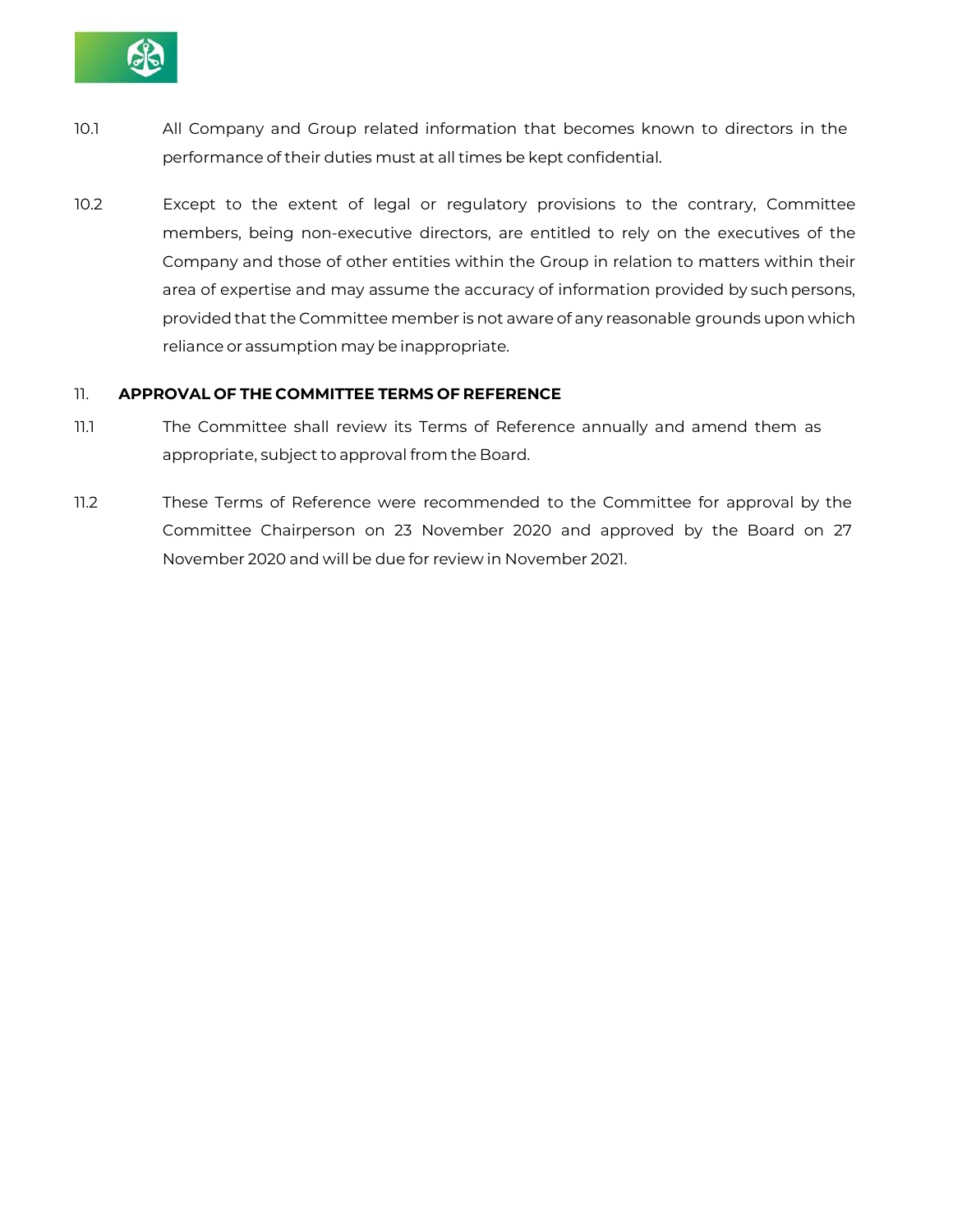10.1 All Company and Group related information that becomes known to directors in the performance of their duties must at all times be kept confidential.

10.2 Except to the extent of legal or regulatory provisions to the contrary, Committee members, being non-executive directors, are entitled to rely on the executives of the Company and those of other entities within the Group in relation to matters within their area of expertise and may assume the accuracy of information provided by such persons, provided that the Committee member is not aware of any reasonable grounds upon which reliance or assumption may be inappropriate.

## 11. APPROVAL OF THE COMMITTEE TERMS OF REFERENCE

11.1 The Committee shall review its Terms of Reference annually and amend them as appropriate, subject to approval from the Board.

11.2 These Terms of Reference were recommended to the Committee for approval by the Committee Chairperson on 23 November 2020 and approved by the Board on 27 November 2020 and will be due for review in November 2021.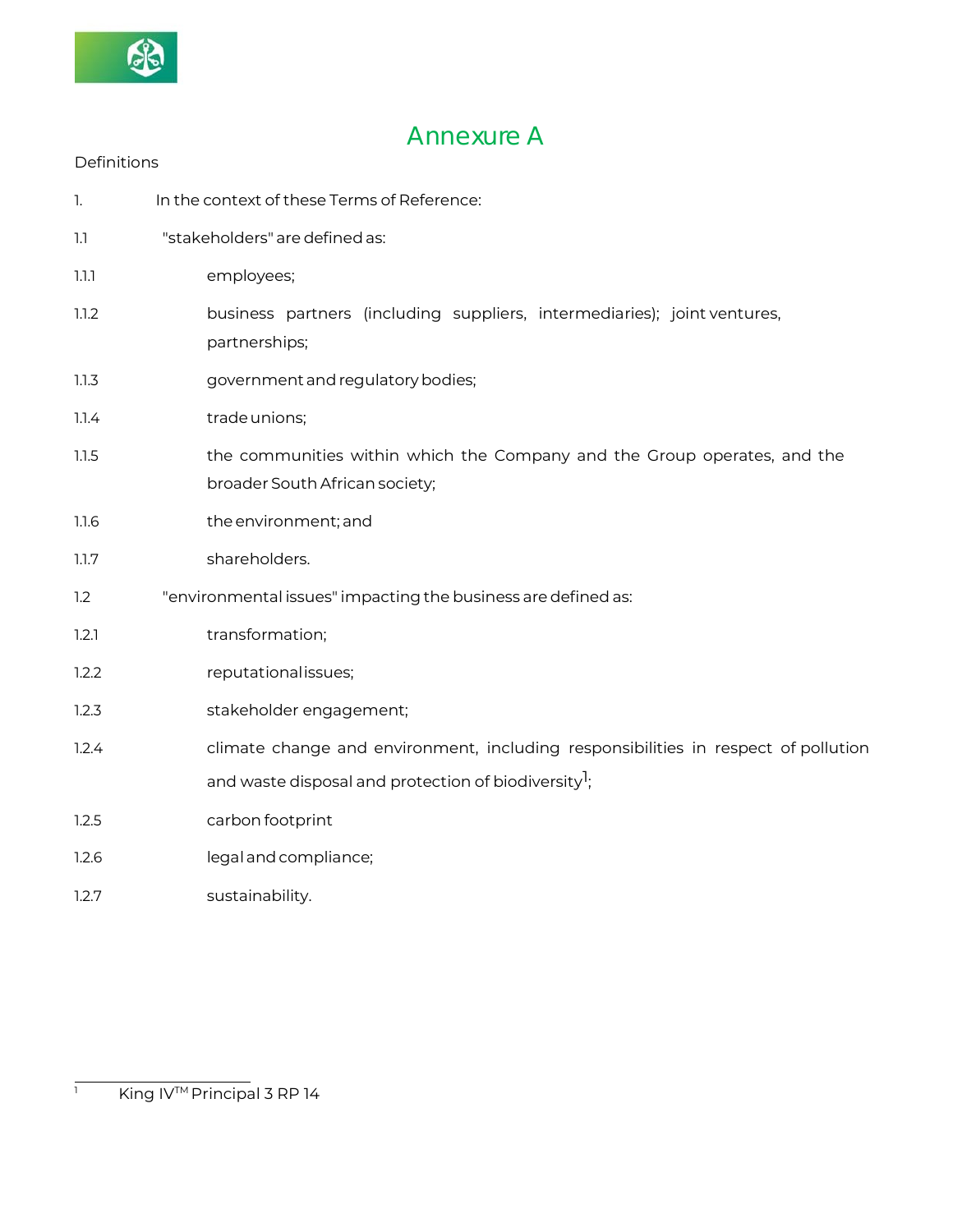# Annexure A

Definitions

1. In the context of these Terms of Reference:

1.1 "stakeholders" are defined as:

1.1.1 employees;

1.1.2 business partners (including suppliers, intermediaries); joint ventures, partnerships;

1.1.3 government and regulatory bodies;

1.1.4 trade unions;

1.1.5 the communities within which the Company and the Group operates, and the broader South African society;

1.1.6 the environment; and

1.1.7 shareholders.

1.2 "environmental issues" impacting the business are defined as:

1.2.1 transformation;

1.2.2 reputational issues;

1.2.3 stakeholder engagement;

1.2.4 climate change and environment, including responsibilities in respect of pollution and waste disposal and protection of biodiversity[1];

1.2.5 carbon footprint

1.2.6 legal and compliance;

1.2.7 sustainability.

---

[1] King IV™ Principal 3 RP 14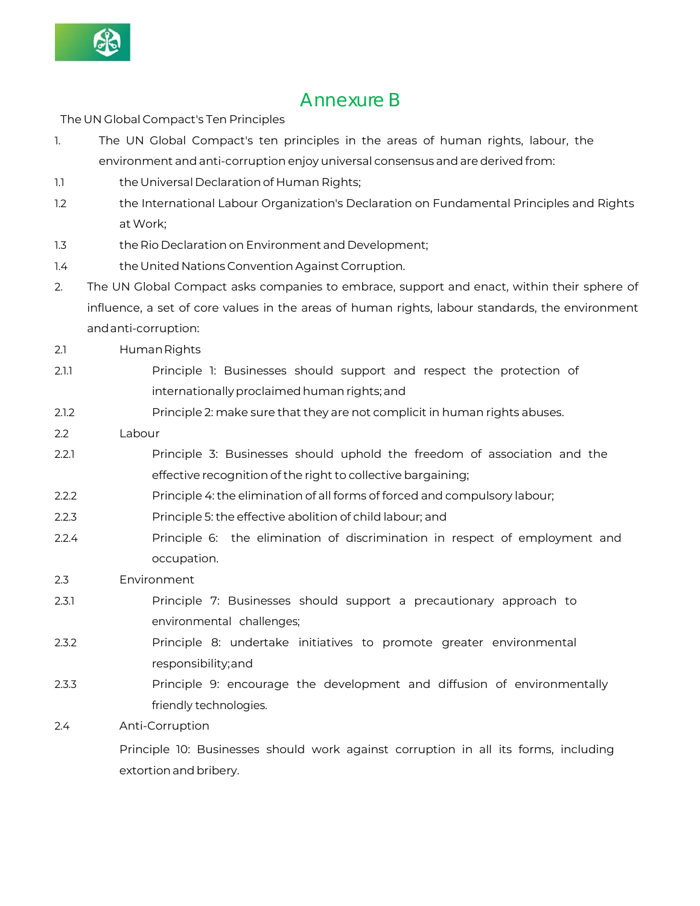# Annexure B

The UN Global Compact's Ten Principles

1. The UN Global Compact's ten principles in the areas of human rights, labour, the environment and anti-corruption enjoy universal consensus and are derived from:

1.1 the Universal Declaration of Human Rights;

1.2 the International Labour Organization's Declaration on Fundamental Principles and Rights at Work;

1.3 the Rio Declaration on Environment and Development;

1.4 the United Nations Convention Against Corruption.

2. The UN Global Compact asks companies to embrace, support and enact, within their sphere of influence, a set of core values in the areas of human rights, labour standards, the environment and anti-corruption:

2.1 Human Rights

2.1.1 Principle 1: Businesses should support and respect the protection of internationally proclaimed human rights; and

2.1.2 Principle 2: make sure that they are not complicit in human rights abuses.

2.2 Labour

2.2.1 Principle 3: Businesses should uphold the freedom of association and the effective recognition of the right to collective bargaining;

2.2.2 Principle 4: the elimination of all forms of forced and compulsory labour;

2.2.3 Principle 5: the effective abolition of child labour; and

2.2.4 Principle 6: the elimination of discrimination in respect of employment and occupation.

2.3 Environment

2.3.1 Principle 7: Businesses should support a precautionary approach to environmental challenges;

2.3.2 Principle 8: undertake initiatives to promote greater environmental responsibility; and

2.3.3 Principle 9: encourage the development and diffusion of environmentally friendly technologies.

2.4 Anti-Corruption

Principle 10: Businesses should work against corruption in all its forms, including extortion and bribery.